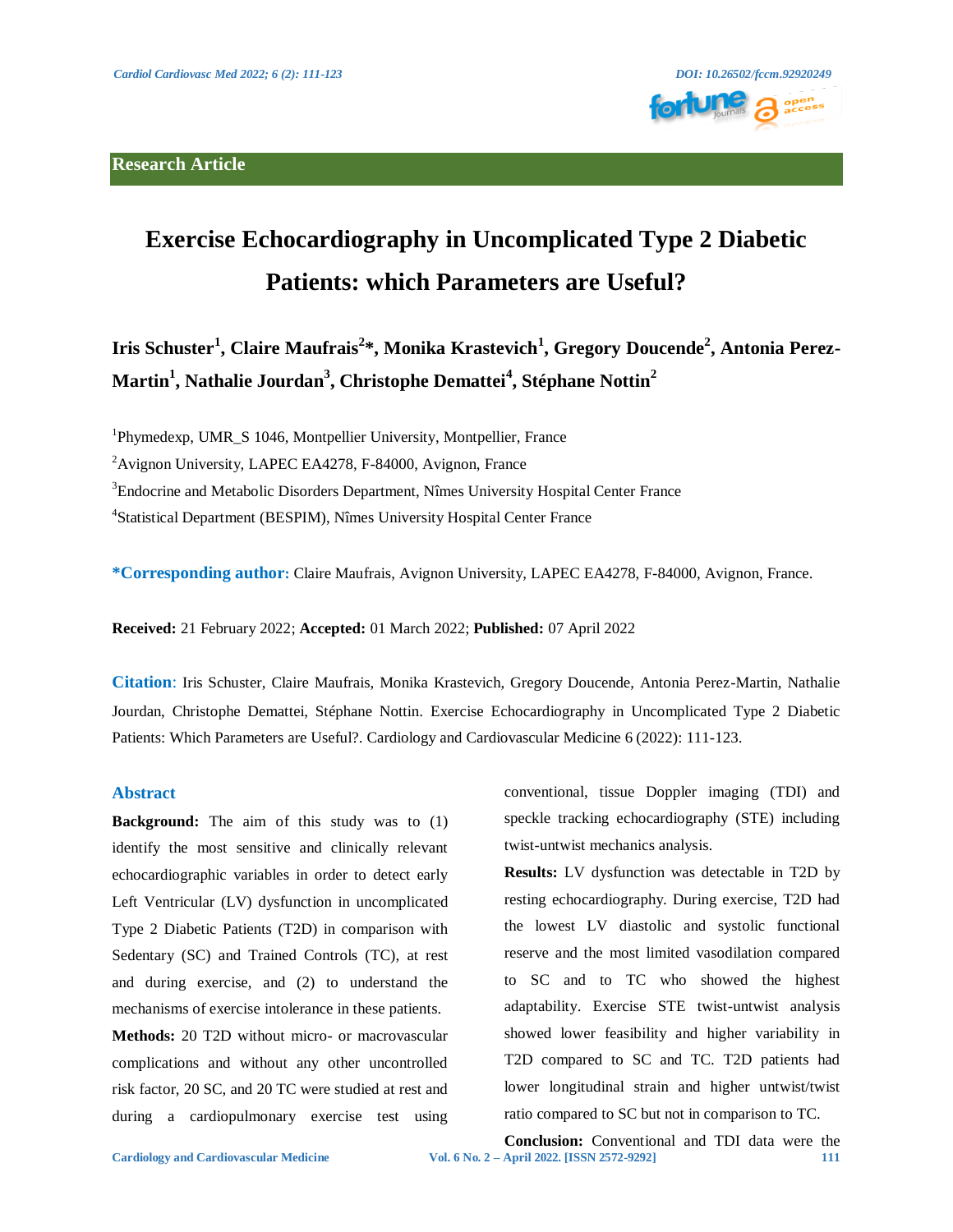Research Article

# Exercise Echocardiography in Uncomplicated Type 2 Diabetic Patients: which Parameters are Useful?

**Iris Schuster[1], Claire Maufrais[2]*, Monika Krastevich[1], Gregory Doucende[2], Antonia Perez-Martin[1], Nathalie Jourdan[3], Christophe Demattei[4], Stéphane Nottin[2]**

[1]Phymedexp, UMR_S 1046, Montpellier University, Montpellier, France

[2]Avignon University, LAPEC EA4278, F-84000, Avignon, France

[3]Endocrine and Metabolic Disorders Department, Nîmes University Hospital Center France

[4]Statistical Department (BESPIM), Nîmes University Hospital Center France

**\*Corresponding author:** Claire Maufrais, Avignon University, LAPEC EA4278, F-84000, Avignon, France.

**Received:** 21 February 2022; **Accepted:** 01 March 2022; **Published:** 07 April 2022

**Citation**: Iris Schuster, Claire Maufrais, Monika Krastevich, Gregory Doucende, Antonia Perez-Martin, Nathalie Jourdan, Christophe Demattei, Stéphane Nottin. Exercise Echocardiography in Uncomplicated Type 2 Diabetic Patients: Which Parameters are Useful?. Cardiology and Cardiovascular Medicine 6 (2022): 111-123.

## Abstract

**Background:** The aim of this study was to (1) identify the most sensitive and clinically relevant echocardiographic variables in order to detect early Left Ventricular (LV) dysfunction in uncomplicated Type 2 Diabetic Patients (T2D) in comparison with Sedentary (SC) and Trained Controls (TC), at rest and during exercise, and (2) to understand the mechanisms of exercise intolerance in these patients.

**Methods:** 20 T2D without micro- or macrovascular complications and without any other uncontrolled risk factor, 20 SC, and 20 TC were studied at rest and during a cardiopulmonary exercise test using conventional, tissue Doppler imaging (TDI) and speckle tracking echocardiography (STE) including twist-untwist mechanics analysis.

**Results:** LV dysfunction was detectable in T2D by resting echocardiography. During exercise, T2D had the lowest LV diastolic and systolic functional reserve and the most limited vasodilation compared to SC and to TC who showed the highest adaptability. Exercise STE twist-untwist analysis showed lower feasibility and higher variability in T2D compared to SC and TC. T2D patients had lower longitudinal strain and higher untwist/twist ratio compared to SC but not in comparison to TC.

**Conclusion:** Conventional and TDI data were the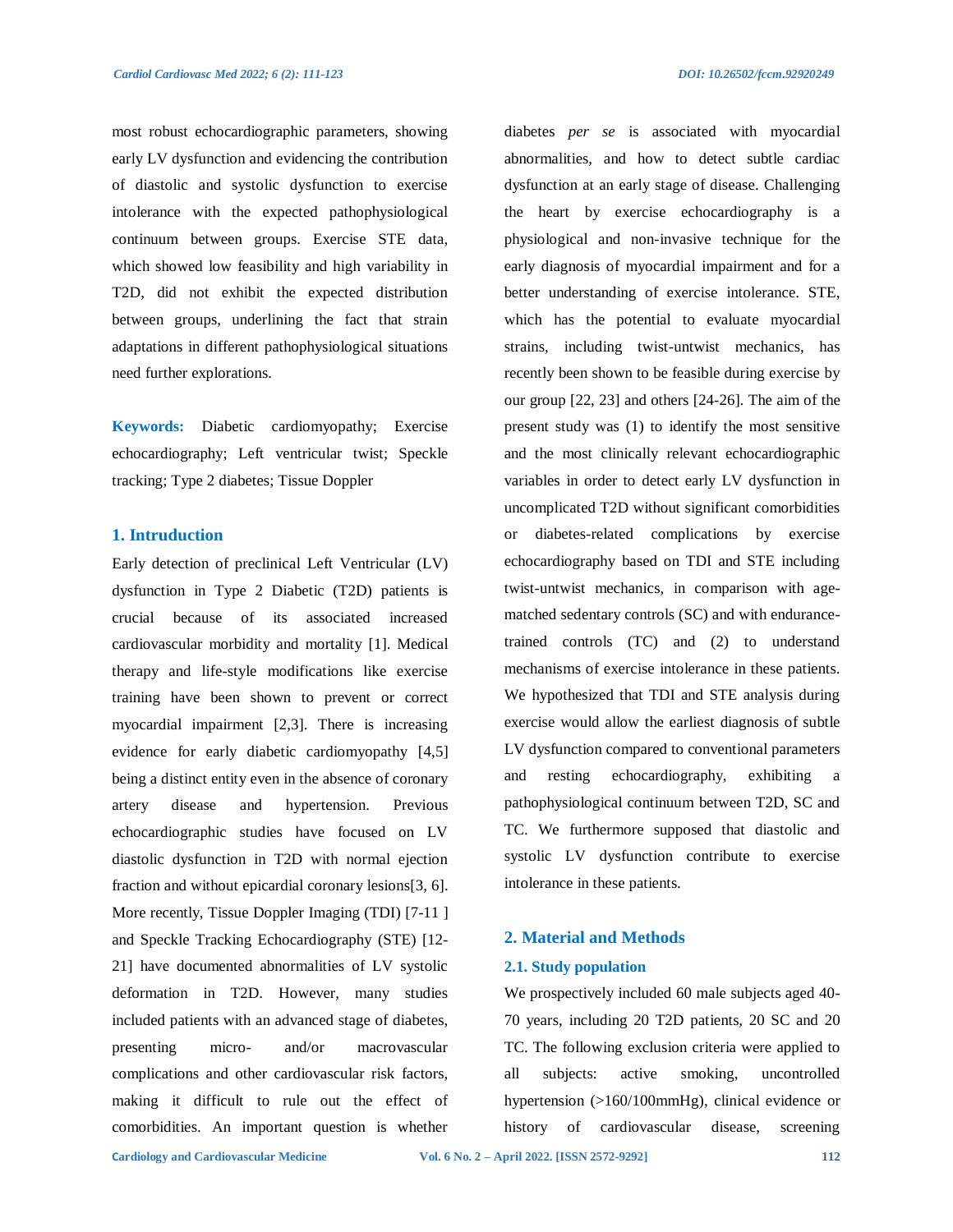most robust echocardiographic parameters, showing early LV dysfunction and evidencing the contribution of diastolic and systolic dysfunction to exercise intolerance with the expected pathophysiological continuum between groups. Exercise STE data, which showed low feasibility and high variability in T2D, did not exhibit the expected distribution between groups, underlining the fact that strain adaptations in different pathophysiological situations need further explorations.

**Keywords:** Diabetic cardiomyopathy; Exercise echocardiography; Left ventricular twist; Speckle tracking; Type 2 diabetes; Tissue Doppler

## 1. Intruduction

Early detection of preclinical Left Ventricular (LV) dysfunction in Type 2 Diabetic (T2D) patients is crucial because of its associated increased cardiovascular morbidity and mortality [1]. Medical therapy and life-style modifications like exercise training have been shown to prevent or correct myocardial impairment [2,3]. There is increasing evidence for early diabetic cardiomyopathy [4,5] being a distinct entity even in the absence of coronary artery disease and hypertension. Previous echocardiographic studies have focused on LV diastolic dysfunction in T2D with normal ejection fraction and without epicardial coronary lesions[3, 6]. More recently, Tissue Doppler Imaging (TDI) [7-11 ] and Speckle Tracking Echocardiography (STE) [12-21] have documented abnormalities of LV systolic deformation in T2D. However, many studies included patients with an advanced stage of diabetes, presenting micro- and/or macrovascular complications and other cardiovascular risk factors, making it difficult to rule out the effect of comorbidities. An important question is whether diabetes *per se* is associated with myocardial abnormalities, and how to detect subtle cardiac dysfunction at an early stage of disease. Challenging the heart by exercise echocardiography is a physiological and non-invasive technique for the early diagnosis of myocardial impairment and for a better understanding of exercise intolerance. STE, which has the potential to evaluate myocardial strains, including twist-untwist mechanics, has recently been shown to be feasible during exercise by our group [22, 23] and others [24-26]. The aim of the present study was (1) to identify the most sensitive and the most clinically relevant echocardiographic variables in order to detect early LV dysfunction in uncomplicated T2D without significant comorbidities or diabetes-related complications by exercise echocardiography based on TDI and STE including twist-untwist mechanics, in comparison with age-matched sedentary controls (SC) and with endurance-trained controls (TC) and (2) to understand mechanisms of exercise intolerance in these patients. We hypothesized that TDI and STE analysis during exercise would allow the earliest diagnosis of subtle LV dysfunction compared to conventional parameters and resting echocardiography, exhibiting a pathophysiological continuum between T2D, SC and TC. We furthermore supposed that diastolic and systolic LV dysfunction contribute to exercise intolerance in these patients.

## 2. Material and Methods

### 2.1. Study population

We prospectively included 60 male subjects aged 40-70 years, including 20 T2D patients, 20 SC and 20 TC. The following exclusion criteria were applied to all subjects: active smoking, uncontrolled hypertension (>160/100mmHg), clinical evidence or history of cardiovascular disease, screening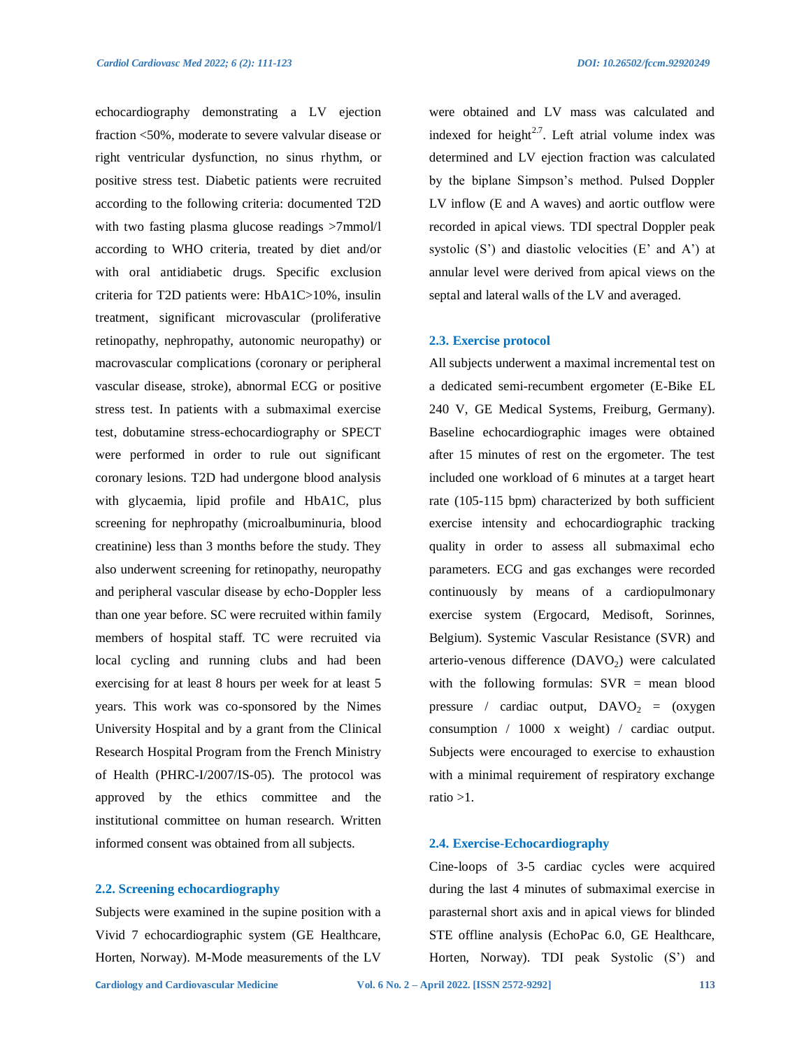echocardiography demonstrating a LV ejection fraction <50%, moderate to severe valvular disease or right ventricular dysfunction, no sinus rhythm, or positive stress test. Diabetic patients were recruited according to the following criteria: documented T2D with two fasting plasma glucose readings >7mmol/l according to WHO criteria, treated by diet and/or with oral antidiabetic drugs. Specific exclusion criteria for T2D patients were: HbA1C>10%, insulin treatment, significant microvascular (proliferative retinopathy, nephropathy, autonomic neuropathy) or macrovascular complications (coronary or peripheral vascular disease, stroke), abnormal ECG or positive stress test. In patients with a submaximal exercise test, dobutamine stress-echocardiography or SPECT were performed in order to rule out significant coronary lesions. T2D had undergone blood analysis with glycaemia, lipid profile and HbA1C, plus screening for nephropathy (microalbuminuria, blood creatinine) less than 3 months before the study. They also underwent screening for retinopathy, neuropathy and peripheral vascular disease by echo-Doppler less than one year before. SC were recruited within family members of hospital staff. TC were recruited via local cycling and running clubs and had been exercising for at least 8 hours per week for at least 5 years. This work was co-sponsored by the Nimes University Hospital and by a grant from the Clinical Research Hospital Program from the French Ministry of Health (PHRC-I/2007/IS-05). The protocol was approved by the ethics committee and the institutional committee on human research. Written informed consent was obtained from all subjects.

### 2.2. Screening echocardiography

Subjects were examined in the supine position with a Vivid 7 echocardiographic system (GE Healthcare, Horten, Norway). M-Mode measurements of the LV were obtained and LV mass was calculated and indexed for height$^{2.7}$. Left atrial volume index was determined and LV ejection fraction was calculated by the biplane Simpson's method. Pulsed Doppler LV inflow (E and A waves) and aortic outflow were recorded in apical views. TDI spectral Doppler peak systolic (S') and diastolic velocities (E' and A') at annular level were derived from apical views on the septal and lateral walls of the LV and averaged.

### 2.3. Exercise protocol

All subjects underwent a maximal incremental test on a dedicated semi-recumbent ergometer (E-Bike EL 240 V, GE Medical Systems, Freiburg, Germany). Baseline echocardiographic images were obtained after 15 minutes of rest on the ergometer. The test included one workload of 6 minutes at a target heart rate (105-115 bpm) characterized by both sufficient exercise intensity and echocardiographic tracking quality in order to assess all submaximal echo parameters. ECG and gas exchanges were recorded continuously by means of a cardiopulmonary exercise system (Ergocard, Medisoft, Sorinnes, Belgium). Systemic Vascular Resistance (SVR) and arterio-venous difference ($DAVO_2$) were calculated with the following formulas: SVR = mean blood pressure / cardiac output, $DAVO_2$ = (oxygen consumption / 1000 x weight) / cardiac output. Subjects were encouraged to exercise to exhaustion with a minimal requirement of respiratory exchange ratio >1.

### 2.4. Exercise-Echocardiography

Cine-loops of 3-5 cardiac cycles were acquired during the last 4 minutes of submaximal exercise in parasternal short axis and in apical views for blinded STE offline analysis (EchoPac 6.0, GE Healthcare, Horten, Norway). TDI peak Systolic (S') and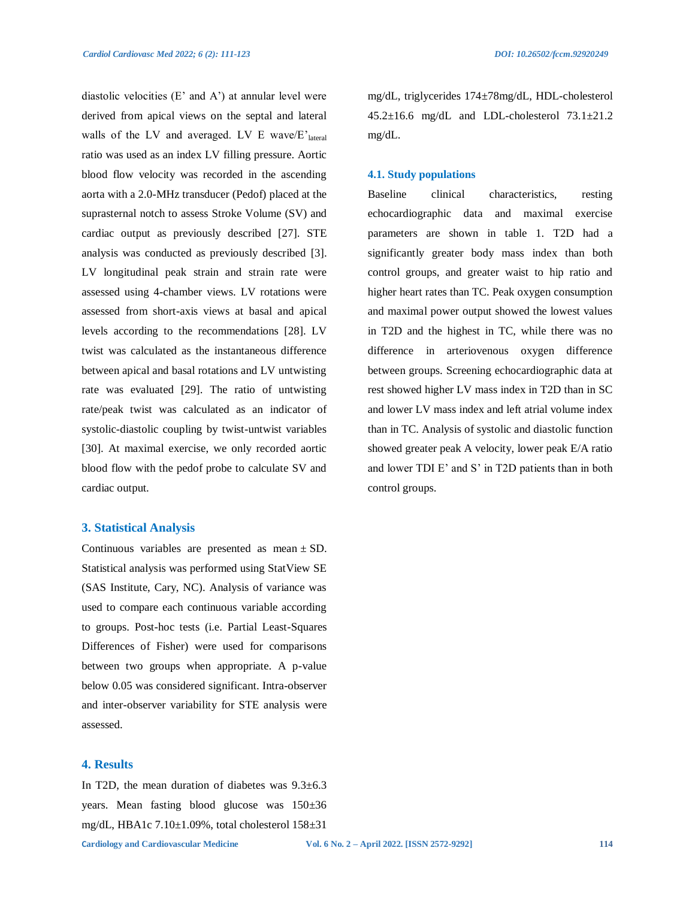diastolic velocities (E' and A') at annular level were derived from apical views on the septal and lateral walls of the LV and averaged. LV E wave/$E'_{lateral}$ ratio was used as an index LV filling pressure. Aortic blood flow velocity was recorded in the ascending aorta with a 2.0-MHz transducer (Pedof) placed at the suprasternal notch to assess Stroke Volume (SV) and cardiac output as previously described [27]. STE analysis was conducted as previously described [3]. LV longitudinal peak strain and strain rate were assessed using 4-chamber views. LV rotations were assessed from short-axis views at basal and apical levels according to the recommendations [28]. LV twist was calculated as the instantaneous difference between apical and basal rotations and LV untwisting rate was evaluated [29]. The ratio of untwisting rate/peak twist was calculated as an indicator of systolic-diastolic coupling by twist-untwist variables [30]. At maximal exercise, we only recorded aortic blood flow with the pedof probe to calculate SV and cardiac output.

## 3. Statistical Analysis

Continuous variables are presented as mean ± SD. Statistical analysis was performed using StatView SE (SAS Institute, Cary, NC). Analysis of variance was used to compare each continuous variable according to groups. Post-hoc tests (i.e. Partial Least-Squares Differences of Fisher) were used for comparisons between two groups when appropriate. A p-value below 0.05 was considered significant. Intra-observer and inter-observer variability for STE analysis were assessed.

## 4. Results

In T2D, the mean duration of diabetes was 9.3±6.3 years. Mean fasting blood glucose was 150±36 mg/dL, HBA1c 7.10±1.09%, total cholesterol 158±31 mg/dL, triglycerides 174±78mg/dL, HDL-cholesterol 45.2±16.6 mg/dL and LDL-cholesterol 73.1±21.2 mg/dL.

### 4.1. Study populations

Baseline clinical characteristics, resting echocardiographic data and maximal exercise parameters are shown in table 1. T2D had a significantly greater body mass index than both control groups, and greater waist to hip ratio and higher heart rates than TC. Peak oxygen consumption and maximal power output showed the lowest values in T2D and the highest in TC, while there was no difference in arteriovenous oxygen difference between groups. Screening echocardiographic data at rest showed higher LV mass index in T2D than in SC and lower LV mass index and left atrial volume index than in TC. Analysis of systolic and diastolic function showed greater peak A velocity, lower peak E/A ratio and lower TDI E' and S' in T2D patients than in both control groups.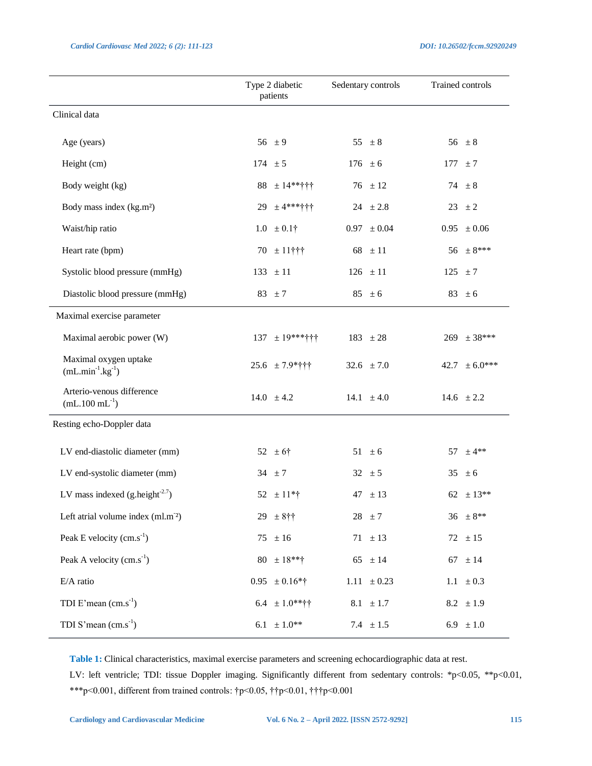| | Type 2 diabetic patients | Sedentary controls | Trained controls |
|---|---|---|---|
| Clinical data | | | |
| Age (years) | 56 ± 9 | 55 ± 8 | 56 ± 8 |
| Height (cm) | 174 ± 5 | 176 ± 6 | 177 ± 7 |
| Body weight (kg) | 88 ± 14**††† | 76 ± 12 | 74 ± 8 |
| Body mass index (kg.m²) | 29 ± 4***††† | 24 ± 2.8 | 23 ± 2 |
| Waist/hip ratio | 1.0 ± 0.1† | 0.97 ± 0.04 | 0.95 ± 0.06 |
| Heart rate (bpm) | 70 ± 11††† | 68 ± 11 | 56 ± 8*** |
| Systolic blood pressure (mmHg) | 133 ± 11 | 126 ± 11 | 125 ± 7 |
| Diastolic blood pressure (mmHg) | 83 ± 7 | 85 ± 6 | 83 ± 6 |
| Maximal exercise parameter | | | |
| Maximal aerobic power (W) | 137 ± 19***††† | 183 ± 28 | 269 ± 38*** |
| Maximal oxygen uptake ($mL.min^{-1}.kg^{-1}$) | 25.6 ± 7.9*††† | 32.6 ± 7.0 | 42.7 ± 6.0*** |
| Arterio-venous difference ($mL.100\ mL^{-1}$) | 14.0 ± 4.2 | 14.1 ± 4.0 | 14.6 ± 2.2 |
| Resting echo-Doppler data | | | |
| LV end-diastolic diameter (mm) | 52 ± 6† | 51 ± 6 | 57 ± 4** |
| LV end-systolic diameter (mm) | 34 ± 7 | 32 ± 5 | 35 ± 6 |
| LV mass indexed ($g.height^{-2.7}$) | 52 ± 11*† | 47 ± 13 | 62 ± 13** |
| Left atrial volume index ($ml.m^{-2}$) | 29 ± 8†† | 28 ± 7 | 36 ± 8** |
| Peak E velocity ($cm.s^{-1}$) | 75 ± 16 | 71 ± 13 | 72 ± 15 |
| Peak A velocity ($cm.s^{-1}$) | 80 ± 18**† | 65 ± 14 | 67 ± 14 |
| E/A ratio | 0.95 ± 0.16*† | 1.11 ± 0.23 | 1.1 ± 0.3 |
| TDI E'mean ($cm.s^{-1}$) | 6.4 ± 1.0**†† | 8.1 ± 1.7 | 8.2 ± 1.9 |
| TDI S'mean ($cm.s^{-1}$) | 6.1 ± 1.0** | 7.4 ± 1.5 | 6.9 ± 1.0 |

**Table 1:** Clinical characteristics, maximal exercise parameters and screening echocardiographic data at rest.

LV: left ventricle; TDI: tissue Doppler imaging. Significantly different from sedentary controls: *p<0.05, **p<0.01, ***p<0.001, different from trained controls: †p<0.05, ††p<0.01, †††p<0.001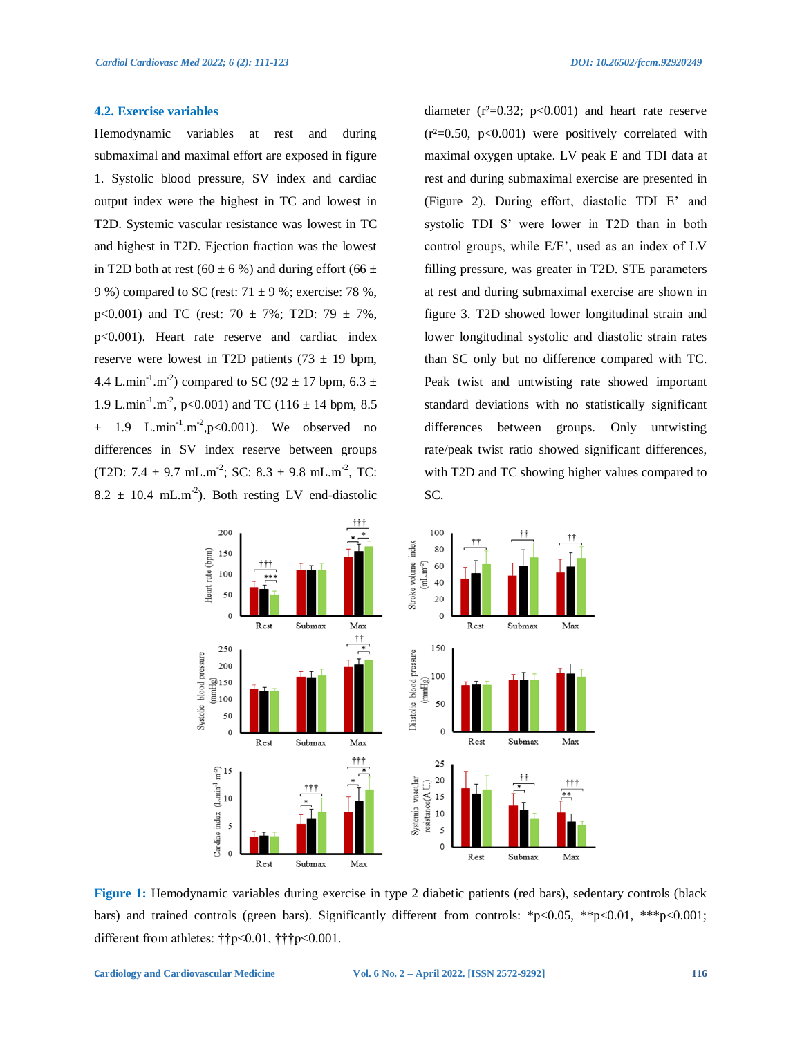### 4.2. Exercise variables

Hemodynamic variables at rest and during submaximal and maximal effort are exposed in figure 1. Systolic blood pressure, SV index and cardiac output index were the highest in TC and lowest in T2D. Systemic vascular resistance was lowest in TC and highest in T2D. Ejection fraction was the lowest in T2D both at rest (60 ± 6 %) and during effort (66 ± 9 %) compared to SC (rest: 71 ± 9 %; exercise: 78 %, $p<0.001$) and TC (rest: 70 ± 7%; T2D: 79 ± 7%, $p<0.001$). Heart rate reserve and cardiac index reserve were lowest in T2D patients (73 ± 19 bpm, 4.4 $L.min^{-1}.m^{-2}$) compared to SC (92 ± 17 bpm, 6.3 ± 1.9 $L.min^{-1}.m^{-2}$, $p<0.001$) and TC (116 ± 14 bpm, 8.5 ± 1.9 $L.min^{-1}.m^{-2}$, $p<0.001$). We observed no differences in SV index reserve between groups (T2D: 7.4 ± 9.7 $mL.m^{-2}$; SC: 8.3 ± 9.8 $mL.m^{-2}$, TC: 8.2 ± 10.4 $mL.m^{-2}$). Both resting LV end-diastolic diameter ($r^2=0.32$; $p<0.001$) and heart rate reserve ($r^2=0.50$, $p<0.001$) were positively correlated with maximal oxygen uptake. LV peak E and TDI data at rest and during submaximal exercise are presented in (Figure 2). During effort, diastolic TDI E' and systolic TDI S' were lower in T2D than in both control groups, while E/E', used as an index of LV filling pressure, was greater in T2D. STE parameters at rest and during submaximal exercise are shown in figure 3. T2D showed lower longitudinal strain and lower longitudinal systolic and diastolic strain rates than SC only but no difference compared with TC. Peak twist and untwisting rate showed important standard deviations with no statistically significant differences between groups. Only untwisting rate/peak twist ratio showed significant differences, with T2D and TC showing higher values compared to SC.

**Figure 1:** Hemodynamic variables during exercise in type 2 diabetic patients (red bars), sedentary controls (black bars) and trained controls (green bars). Significantly different from controls: *p<0.05, **p<0.01, ***p<0.001; different from athletes: ††p<0.01, †††p<0.001.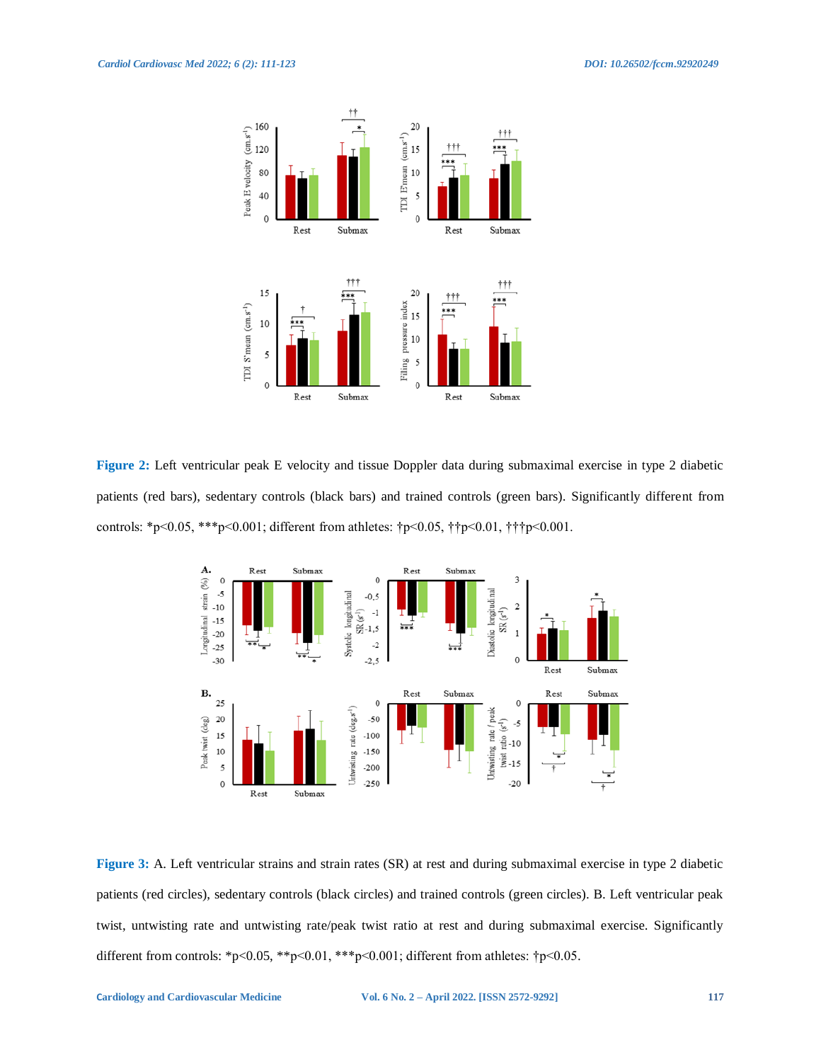**Figure 2:** Left ventricular peak E velocity and tissue Doppler data during submaximal exercise in type 2 diabetic patients (red bars), sedentary controls (black bars) and trained controls (green bars). Significantly different from controls: *p<0.05, ***p<0.001; different from athletes: †p<0.05, ††p<0.01, †††p<0.001.

**Figure 3:** A. Left ventricular strains and strain rates (SR) at rest and during submaximal exercise in type 2 diabetic patients (red circles), sedentary controls (black circles) and trained controls (green circles). B. Left ventricular peak twist, untwisting rate and untwisting rate/peak twist ratio at rest and during submaximal exercise. Significantly different from controls: *p<0.05, **p<0.01, ***p<0.001; different from athletes: †p<0.05.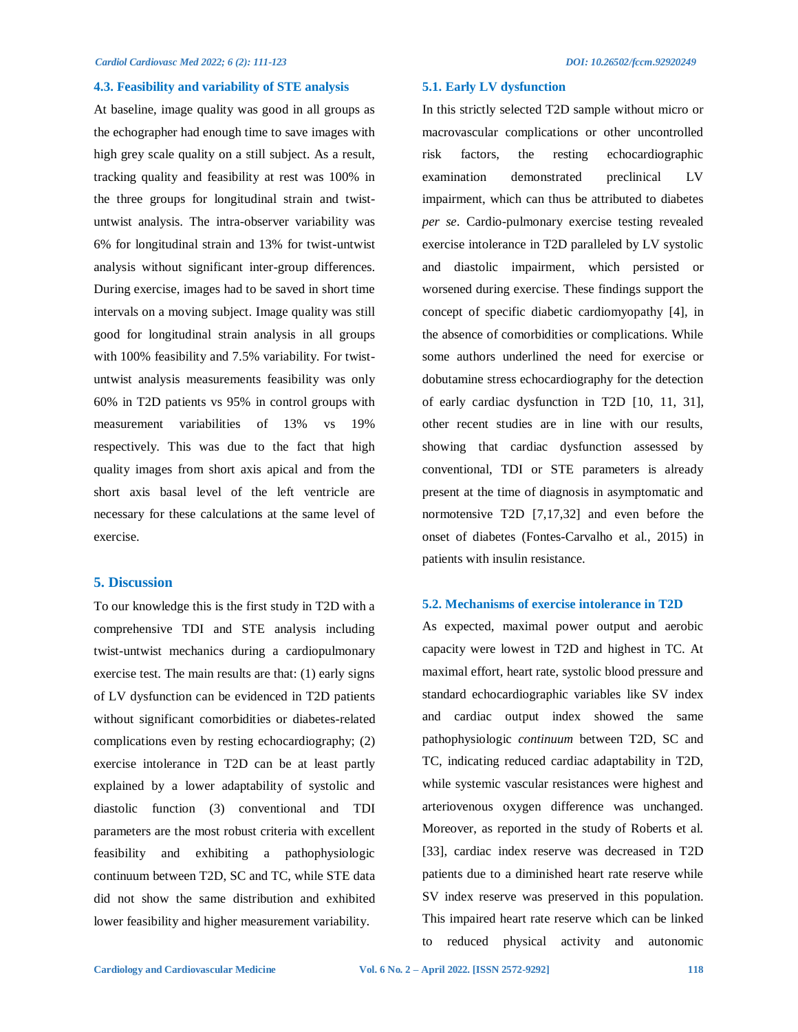### 4.3. Feasibility and variability of STE analysis

At baseline, image quality was good in all groups as the echographer had enough time to save images with high grey scale quality on a still subject. As a result, tracking quality and feasibility at rest was 100% in the three groups for longitudinal strain and twist-untwist analysis. The intra-observer variability was 6% for longitudinal strain and 13% for twist-untwist analysis without significant inter-group differences. During exercise, images had to be saved in short time intervals on a moving subject. Image quality was still good for longitudinal strain analysis in all groups with 100% feasibility and 7.5% variability. For twist-untwist analysis measurements feasibility was only 60% in T2D patients vs 95% in control groups with measurement variabilities of 13% vs 19% respectively. This was due to the fact that high quality images from short axis apical and from the short axis basal level of the left ventricle are necessary for these calculations at the same level of exercise.

## 5. Discussion

To our knowledge this is the first study in T2D with a comprehensive TDI and STE analysis including twist-untwist mechanics during a cardiopulmonary exercise test. The main results are that: (1) early signs of LV dysfunction can be evidenced in T2D patients without significant comorbidities or diabetes-related complications even by resting echocardiography; (2) exercise intolerance in T2D can be at least partly explained by a lower adaptability of systolic and diastolic function (3) conventional and TDI parameters are the most robust criteria with excellent feasibility and exhibiting a pathophysiologic continuum between T2D, SC and TC, while STE data did not show the same distribution and exhibited lower feasibility and higher measurement variability.

### 5.1. Early LV dysfunction

In this strictly selected T2D sample without micro or macrovascular complications or other uncontrolled risk factors, the resting echocardiographic examination demonstrated preclinical LV impairment, which can thus be attributed to diabetes *per se*. Cardio-pulmonary exercise testing revealed exercise intolerance in T2D paralleled by LV systolic and diastolic impairment, which persisted or worsened during exercise. These findings support the concept of specific diabetic cardiomyopathy [4], in the absence of comorbidities or complications. While some authors underlined the need for exercise or dobutamine stress echocardiography for the detection of early cardiac dysfunction in T2D [10, 11, 31], other recent studies are in line with our results, showing that cardiac dysfunction assessed by conventional, TDI or STE parameters is already present at the time of diagnosis in asymptomatic and normotensive T2D [7,17,32] and even before the onset of diabetes (Fontes-Carvalho et al., 2015) in patients with insulin resistance.

### 5.2. Mechanisms of exercise intolerance in T2D

As expected, maximal power output and aerobic capacity were lowest in T2D and highest in TC. At maximal effort, heart rate, systolic blood pressure and standard echocardiographic variables like SV index and cardiac output index showed the same pathophysiologic *continuum* between T2D, SC and TC, indicating reduced cardiac adaptability in T2D, while systemic vascular resistances were highest and arteriovenous oxygen difference was unchanged. Moreover, as reported in the study of Roberts et al. [33], cardiac index reserve was decreased in T2D patients due to a diminished heart rate reserve while SV index reserve was preserved in this population. This impaired heart rate reserve which can be linked to reduced physical activity and autonomic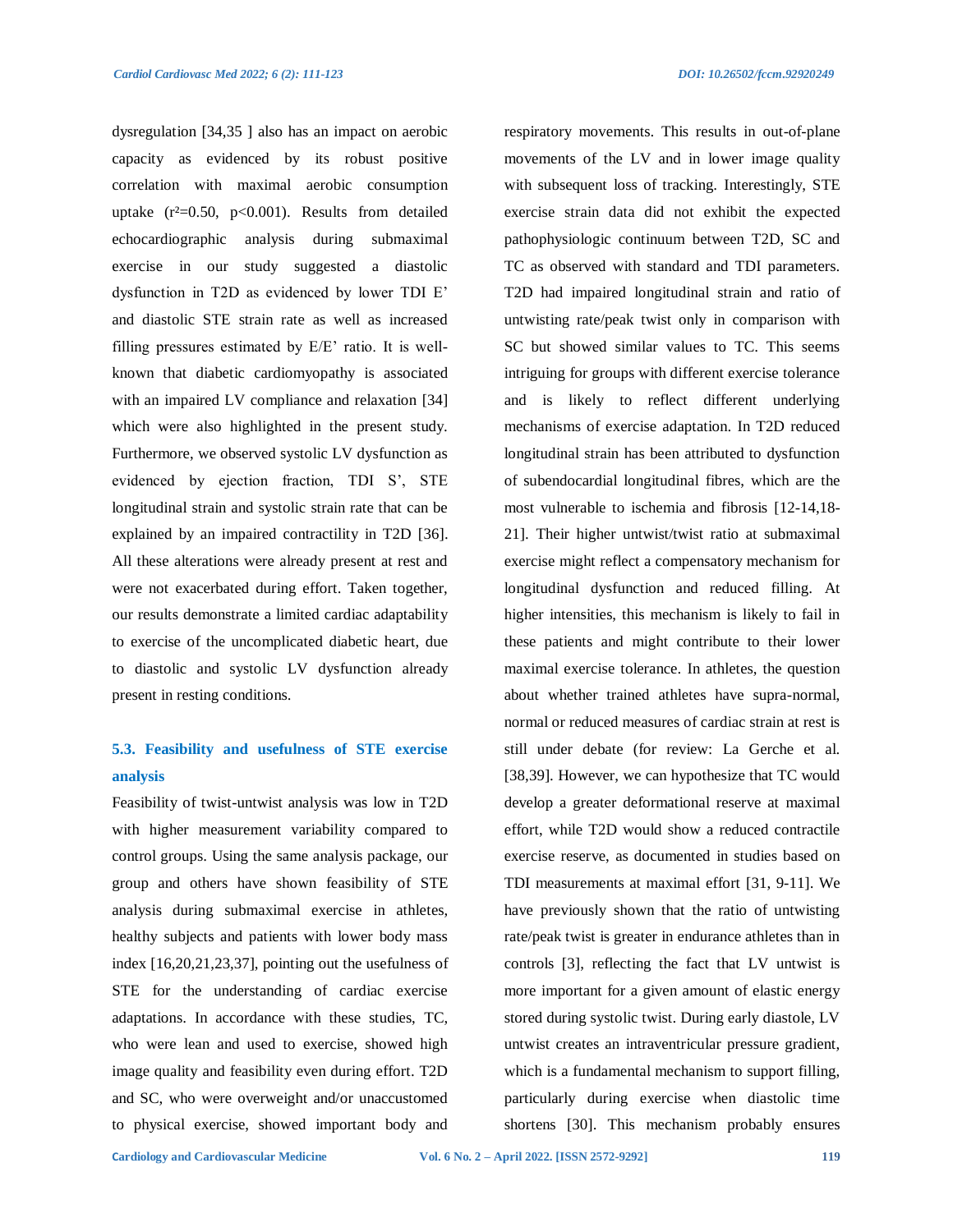dysregulation [34,35 ] also has an impact on aerobic capacity as evidenced by its robust positive correlation with maximal aerobic consumption uptake ($r^2$=0.50, p<0.001). Results from detailed echocardiographic analysis during submaximal exercise in our study suggested a diastolic dysfunction in T2D as evidenced by lower TDI E' and diastolic STE strain rate as well as increased filling pressures estimated by E/E' ratio. It is well-known that diabetic cardiomyopathy is associated with an impaired LV compliance and relaxation [34] which were also highlighted in the present study. Furthermore, we observed systolic LV dysfunction as evidenced by ejection fraction, TDI S', STE longitudinal strain and systolic strain rate that can be explained by an impaired contractility in T2D [36]. All these alterations were already present at rest and were not exacerbated during effort. Taken together, our results demonstrate a limited cardiac adaptability to exercise of the uncomplicated diabetic heart, due to diastolic and systolic LV dysfunction already present in resting conditions.

### 5.3. Feasibility and usefulness of STE exercise analysis

Feasibility of twist-untwist analysis was low in T2D with higher measurement variability compared to control groups. Using the same analysis package, our group and others have shown feasibility of STE analysis during submaximal exercise in athletes, healthy subjects and patients with lower body mass index [16,20,21,23,37], pointing out the usefulness of STE for the understanding of cardiac exercise adaptations. In accordance with these studies, TC, who were lean and used to exercise, showed high image quality and feasibility even during effort. T2D and SC, who were overweight and/or unaccustomed to physical exercise, showed important body and respiratory movements. This results in out-of-plane movements of the LV and in lower image quality with subsequent loss of tracking. Interestingly, STE exercise strain data did not exhibit the expected pathophysiologic continuum between T2D, SC and TC as observed with standard and TDI parameters. T2D had impaired longitudinal strain and ratio of untwisting rate/peak twist only in comparison with SC but showed similar values to TC. This seems intriguing for groups with different exercise tolerance and is likely to reflect different underlying mechanisms of exercise adaptation. In T2D reduced longitudinal strain has been attributed to dysfunction of subendocardial longitudinal fibres, which are the most vulnerable to ischemia and fibrosis [12-14,18-21]. Their higher untwist/twist ratio at submaximal exercise might reflect a compensatory mechanism for longitudinal dysfunction and reduced filling. At higher intensities, this mechanism is likely to fail in these patients and might contribute to their lower maximal exercise tolerance. In athletes, the question about whether trained athletes have supra-normal, normal or reduced measures of cardiac strain at rest is still under debate (for review: La Gerche et al. [38,39]. However, we can hypothesize that TC would develop a greater deformational reserve at maximal effort, while T2D would show a reduced contractile exercise reserve, as documented in studies based on TDI measurements at maximal effort [31, 9-11]. We have previously shown that the ratio of untwisting rate/peak twist is greater in endurance athletes than in controls [3], reflecting the fact that LV untwist is more important for a given amount of elastic energy stored during systolic twist. During early diastole, LV untwist creates an intraventricular pressure gradient, which is a fundamental mechanism to support filling, particularly during exercise when diastolic time shortens [30]. This mechanism probably ensures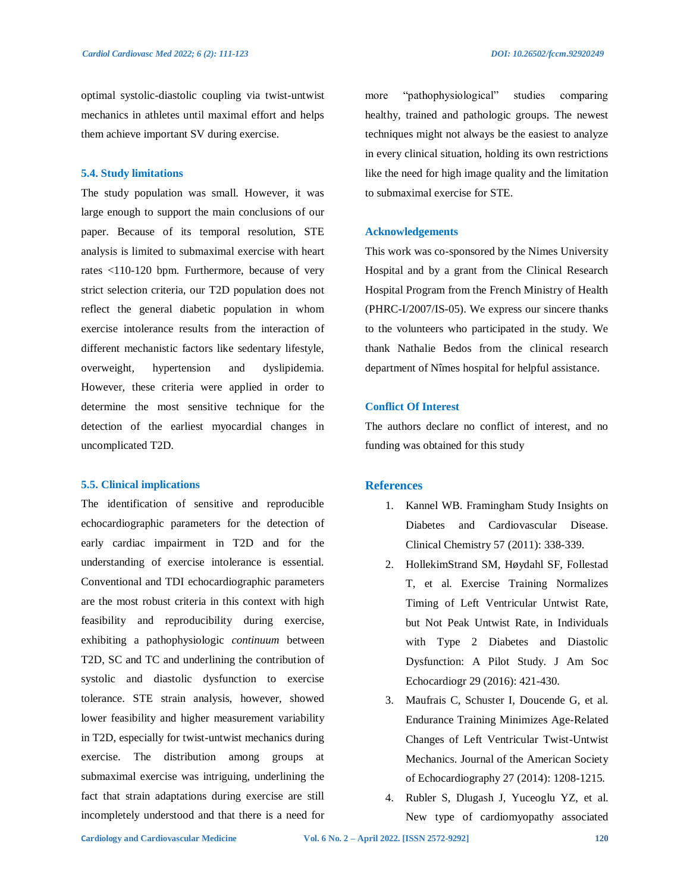optimal systolic-diastolic coupling via twist-untwist mechanics in athletes until maximal effort and helps them achieve important SV during exercise.

### 5.4. Study limitations

The study population was small. However, it was large enough to support the main conclusions of our paper. Because of its temporal resolution, STE analysis is limited to submaximal exercise with heart rates <110-120 bpm. Furthermore, because of very strict selection criteria, our T2D population does not reflect the general diabetic population in whom exercise intolerance results from the interaction of different mechanistic factors like sedentary lifestyle, overweight, hypertension and dyslipidemia. However, these criteria were applied in order to determine the most sensitive technique for the detection of the earliest myocardial changes in uncomplicated T2D.

### 5.5. Clinical implications

The identification of sensitive and reproducible echocardiographic parameters for the detection of early cardiac impairment in T2D and for the understanding of exercise intolerance is essential. Conventional and TDI echocardiographic parameters are the most robust criteria in this context with high feasibility and reproducibility during exercise, exhibiting a pathophysiologic *continuum* between T2D, SC and TC and underlining the contribution of systolic and diastolic dysfunction to exercise tolerance. STE strain analysis, however, showed lower feasibility and higher measurement variability in T2D, especially for twist-untwist mechanics during exercise. The distribution among groups at submaximal exercise was intriguing, underlining the fact that strain adaptations during exercise are still incompletely understood and that there is a need for more "pathophysiological" studies comparing healthy, trained and pathologic groups. The newest techniques might not always be the easiest to analyze in every clinical situation, holding its own restrictions like the need for high image quality and the limitation to submaximal exercise for STE.

## Acknowledgements

This work was co-sponsored by the Nimes University Hospital and by a grant from the Clinical Research Hospital Program from the French Ministry of Health (PHRC-I/2007/IS-05). We express our sincere thanks to the volunteers who participated in the study. We thank Nathalie Bedos from the clinical research department of Nîmes hospital for helpful assistance.

## Conflict Of Interest

The authors declare no conflict of interest, and no funding was obtained for this study

## References

1. Kannel WB. Framingham Study Insights on Diabetes and Cardiovascular Disease. Clinical Chemistry 57 (2011): 338-339.
2. HollekimStrand SM, Høydahl SF, Follestad T, et al. Exercise Training Normalizes Timing of Left Ventricular Untwist Rate, but Not Peak Untwist Rate, in Individuals with Type 2 Diabetes and Diastolic Dysfunction: A Pilot Study. J Am Soc Echocardiogr 29 (2016): 421-430.
3. Maufrais C, Schuster I, Doucende G, et al. Endurance Training Minimizes Age-Related Changes of Left Ventricular Twist-Untwist Mechanics. Journal of the American Society of Echocardiography 27 (2014): 1208-1215.
4. Rubler S, Dlugash J, Yuceoglu YZ, et al. New type of cardiomyopathy associated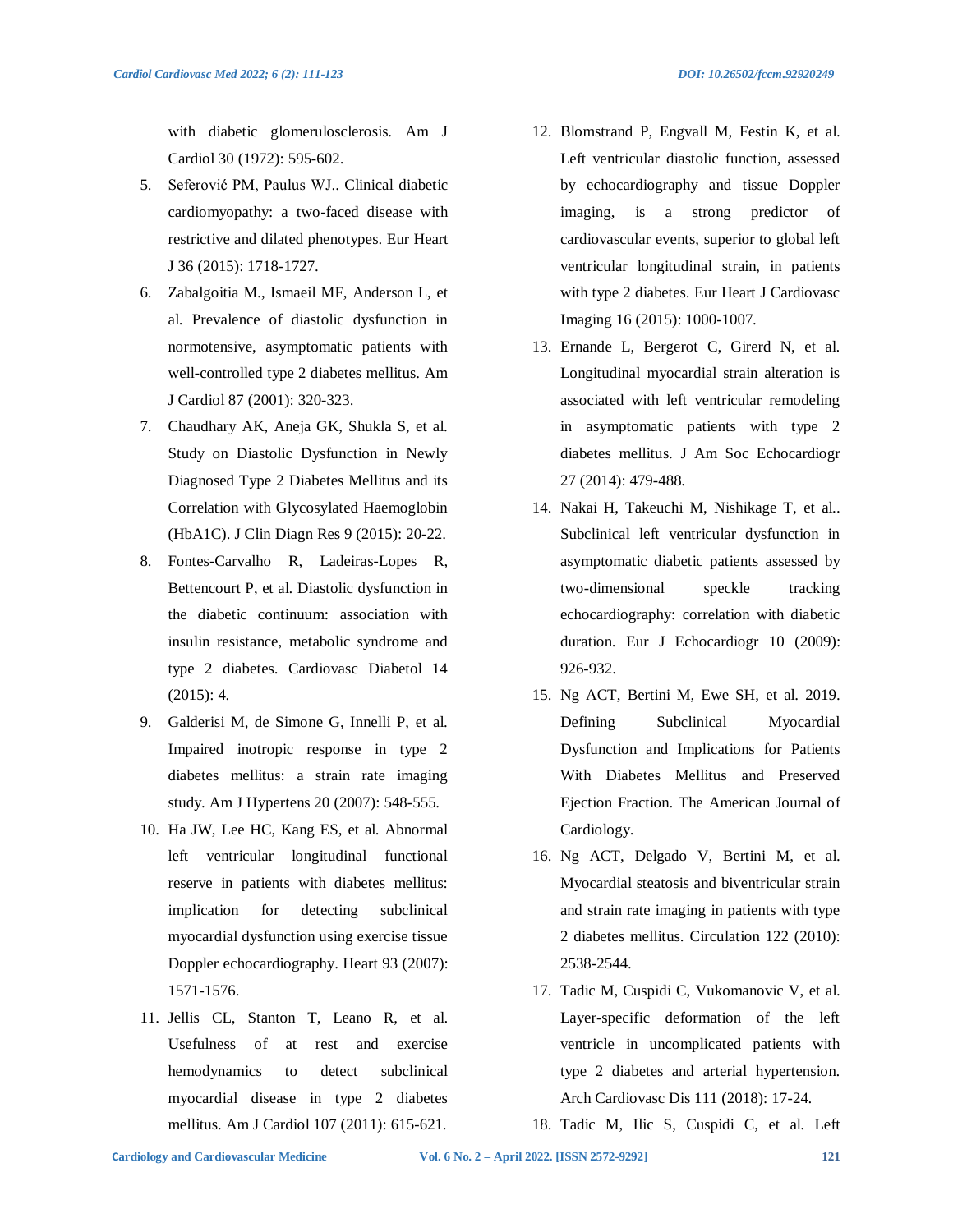with diabetic glomerulosclerosis. Am J Cardiol 30 (1972): 595-602.

5. Seferović PM, Paulus WJ.. Clinical diabetic cardiomyopathy: a two-faced disease with restrictive and dilated phenotypes. Eur Heart J 36 (2015): 1718-1727.
6. Zabalgoitia M., Ismaeil MF, Anderson L, et al. Prevalence of diastolic dysfunction in normotensive, asymptomatic patients with well-controlled type 2 diabetes mellitus. Am J Cardiol 87 (2001): 320-323.
7. Chaudhary AK, Aneja GK, Shukla S, et al. Study on Diastolic Dysfunction in Newly Diagnosed Type 2 Diabetes Mellitus and its Correlation with Glycosylated Haemoglobin (HbA1C). J Clin Diagn Res 9 (2015): 20-22.
8. Fontes-Carvalho R, Ladeiras-Lopes R, Bettencourt P, et al. Diastolic dysfunction in the diabetic continuum: association with insulin resistance, metabolic syndrome and type 2 diabetes. Cardiovasc Diabetol 14 (2015): 4.
9. Galderisi M, de Simone G, Innelli P, et al. Impaired inotropic response in type 2 diabetes mellitus: a strain rate imaging study. Am J Hypertens 20 (2007): 548-555.
10. Ha JW, Lee HC, Kang ES, et al. Abnormal left ventricular longitudinal functional reserve in patients with diabetes mellitus: implication for detecting subclinical myocardial dysfunction using exercise tissue Doppler echocardiography. Heart 93 (2007): 1571-1576.
11. Jellis CL, Stanton T, Leano R, et al. Usefulness of at rest and exercise hemodynamics to detect subclinical myocardial disease in type 2 diabetes mellitus. Am J Cardiol 107 (2011): 615-621.
12. Blomstrand P, Engvall M, Festin K, et al. Left ventricular diastolic function, assessed by echocardiography and tissue Doppler imaging, is a strong predictor of cardiovascular events, superior to global left ventricular longitudinal strain, in patients with type 2 diabetes. Eur Heart J Cardiovasc Imaging 16 (2015): 1000-1007.
13. Ernande L, Bergerot C, Girerd N, et al. Longitudinal myocardial strain alteration is associated with left ventricular remodeling in asymptomatic patients with type 2 diabetes mellitus. J Am Soc Echocardiogr 27 (2014): 479-488.
14. Nakai H, Takeuchi M, Nishikage T, et al.. Subclinical left ventricular dysfunction in asymptomatic diabetic patients assessed by two-dimensional speckle tracking echocardiography: correlation with diabetic duration. Eur J Echocardiogr 10 (2009): 926-932.
15. Ng ACT, Bertini M, Ewe SH, et al. 2019. Defining Subclinical Myocardial Dysfunction and Implications for Patients With Diabetes Mellitus and Preserved Ejection Fraction. The American Journal of Cardiology.
16. Ng ACT, Delgado V, Bertini M, et al. Myocardial steatosis and biventricular strain and strain rate imaging in patients with type 2 diabetes mellitus. Circulation 122 (2010): 2538-2544.
17. Tadic M, Cuspidi C, Vukomanovic V, et al. Layer-specific deformation of the left ventricle in uncomplicated patients with type 2 diabetes and arterial hypertension. Arch Cardiovasc Dis 111 (2018): 17-24.
18. Tadic M, Ilic S, Cuspidi C, et al. Left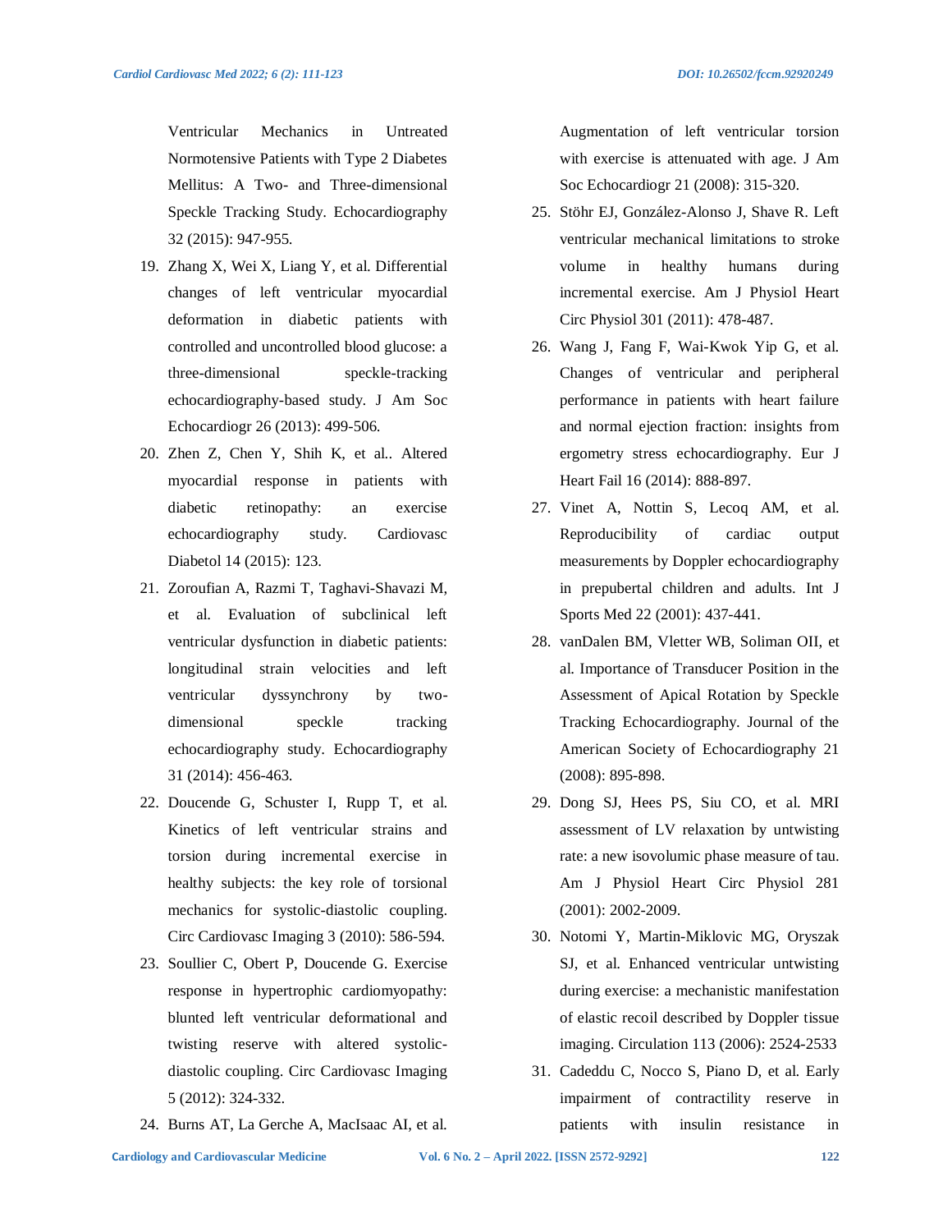Ventricular Mechanics in Untreated Normotensive Patients with Type 2 Diabetes Mellitus: A Two- and Three-dimensional Speckle Tracking Study. Echocardiography 32 (2015): 947-955.

19. Zhang X, Wei X, Liang Y, et al. Differential changes of left ventricular myocardial deformation in diabetic patients with controlled and uncontrolled blood glucose: a three-dimensional speckle-tracking echocardiography-based study. J Am Soc Echocardiogr 26 (2013): 499-506.
20. Zhen Z, Chen Y, Shih K, et al.. Altered myocardial response in patients with diabetic retinopathy: an exercise echocardiography study. Cardiovasc Diabetol 14 (2015): 123.
21. Zoroufian A, Razmi T, Taghavi-Shavazi M, et al. Evaluation of subclinical left ventricular dysfunction in diabetic patients: longitudinal strain velocities and left ventricular dyssynchrony by two-dimensional speckle tracking echocardiography study. Echocardiography 31 (2014): 456-463.
22. Doucende G, Schuster I, Rupp T, et al. Kinetics of left ventricular strains and torsion during incremental exercise in healthy subjects: the key role of torsional mechanics for systolic-diastolic coupling. Circ Cardiovasc Imaging 3 (2010): 586-594.
23. Soullier C, Obert P, Doucende G. Exercise response in hypertrophic cardiomyopathy: blunted left ventricular deformational and twisting reserve with altered systolic-diastolic coupling. Circ Cardiovasc Imaging 5 (2012): 324-332.
24. Burns AT, La Gerche A, MacIsaac AI, et al. Augmentation of left ventricular torsion with exercise is attenuated with age. J Am Soc Echocardiogr 21 (2008): 315-320.
25. Stöhr EJ, González-Alonso J, Shave R. Left ventricular mechanical limitations to stroke volume in healthy humans during incremental exercise. Am J Physiol Heart Circ Physiol 301 (2011): 478-487.
26. Wang J, Fang F, Wai-Kwok Yip G, et al. Changes of ventricular and peripheral performance in patients with heart failure and normal ejection fraction: insights from ergometry stress echocardiography. Eur J Heart Fail 16 (2014): 888-897.
27. Vinet A, Nottin S, Lecoq AM, et al. Reproducibility of cardiac output measurements by Doppler echocardiography in prepubertal children and adults. Int J Sports Med 22 (2001): 437-441.
28. vanDalen BM, Vletter WB, Soliman OII, et al. Importance of Transducer Position in the Assessment of Apical Rotation by Speckle Tracking Echocardiography. Journal of the American Society of Echocardiography 21 (2008): 895-898.
29. Dong SJ, Hees PS, Siu CO, et al. MRI assessment of LV relaxation by untwisting rate: a new isovolumic phase measure of tau. Am J Physiol Heart Circ Physiol 281 (2001): 2002-2009.
30. Notomi Y, Martin-Miklovic MG, Oryszak SJ, et al. Enhanced ventricular untwisting during exercise: a mechanistic manifestation of elastic recoil described by Doppler tissue imaging. Circulation 113 (2006): 2524-2533
31. Cadeddu C, Nocco S, Piano D, et al. Early impairment of contractility reserve in patients with insulin resistance in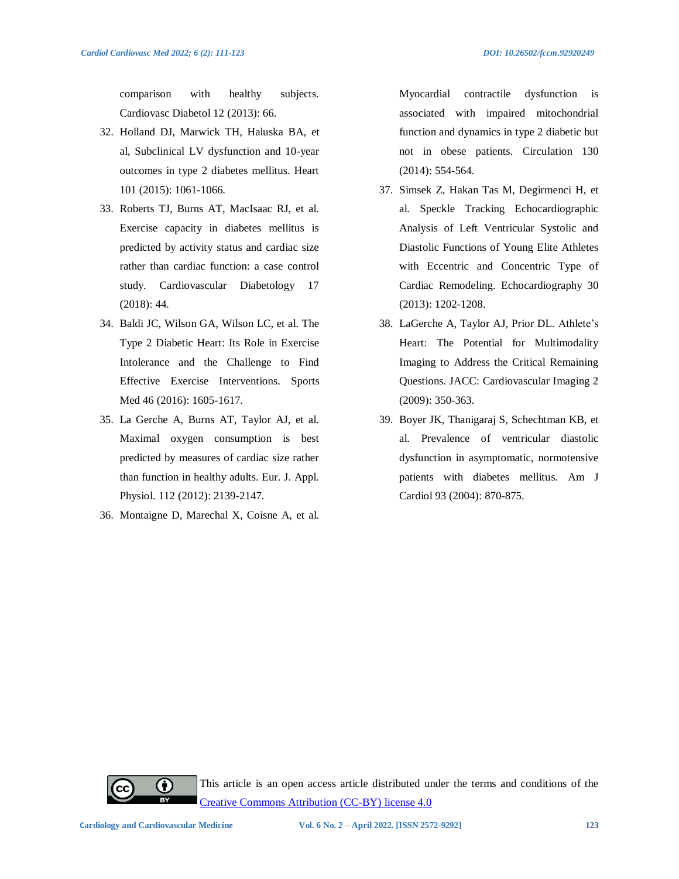comparison with healthy subjects. Cardiovasc Diabetol 12 (2013): 66.

32. Holland DJ, Marwick TH, Haluska BA, et al, Subclinical LV dysfunction and 10-year outcomes in type 2 diabetes mellitus. Heart 101 (2015): 1061-1066.
33. Roberts TJ, Burns AT, MacIsaac RJ, et al. Exercise capacity in diabetes mellitus is predicted by activity status and cardiac size rather than cardiac function: a case control study. Cardiovascular Diabetology 17 (2018): 44.
34. Baldi JC, Wilson GA, Wilson LC, et al. The Type 2 Diabetic Heart: Its Role in Exercise Intolerance and the Challenge to Find Effective Exercise Interventions. Sports Med 46 (2016): 1605-1617.
35. La Gerche A, Burns AT, Taylor AJ, et al. Maximal oxygen consumption is best predicted by measures of cardiac size rather than function in healthy adults. Eur. J. Appl. Physiol. 112 (2012): 2139-2147.
36. Montaigne D, Marechal X, Coisne A, et al. Myocardial contractile dysfunction is associated with impaired mitochondrial function and dynamics in type 2 diabetic but not in obese patients. Circulation 130 (2014): 554-564.
37. Simsek Z, Hakan Tas M, Degirmenci H, et al. Speckle Tracking Echocardiographic Analysis of Left Ventricular Systolic and Diastolic Functions of Young Elite Athletes with Eccentric and Concentric Type of Cardiac Remodeling. Echocardiography 30 (2013): 1202-1208.
38. LaGerche A, Taylor AJ, Prior DL. Athlete's Heart: The Potential for Multimodality Imaging to Address the Critical Remaining Questions. JACC: Cardiovascular Imaging 2 (2009): 350-363.
39. Boyer JK, Thanigaraj S, Schechtman KB, et al. Prevalence of ventricular diastolic dysfunction in asymptomatic, normotensive patients with diabetes mellitus. Am J Cardiol 93 (2004): 870-875.

This article is an open access article distributed under the terms and conditions of the [Creative Commons Attribution (CC-BY) license 4.0]